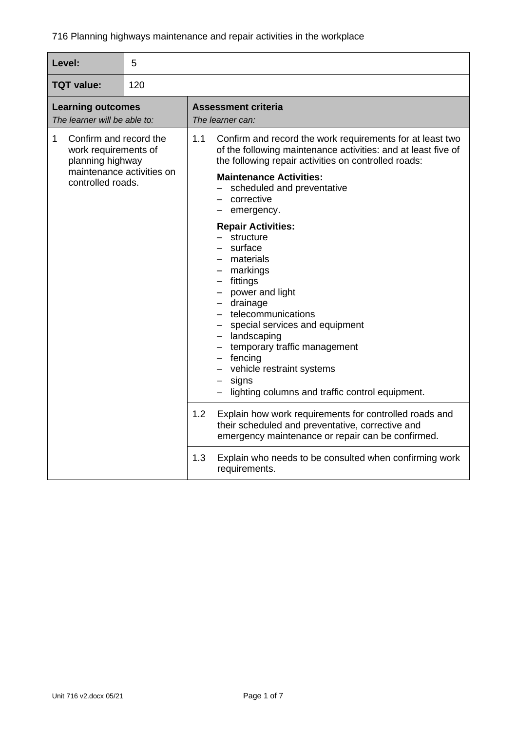# 716 Planning highways maintenance and repair activities in the workplace

| **Level:** | 5 |
|---|---|
| **TQT value:** | 120 |

| **Learning outcomes**<br>*The learner will be able to:* | **Assessment criteria**<br>*The learner can:* |
|---|---|
| 1 Confirm and record the work requirements of planning highway maintenance activities on controlled roads. | 1.1 Confirm and record the work requirements for at least two of the following maintenance activities: and at least five of the following repair activities on controlled roads:<br><br>**Maintenance Activities:**<br>– scheduled and preventative<br>– corrective<br>– emergency.<br><br>**Repair Activities:**<br>– structure<br>– surface<br>– materials<br>– markings<br>– fittings<br>– power and light<br>– drainage<br>– telecommunications<br>– special services and equipment<br>– landscaping<br>– temporary traffic management<br>– fencing<br>– vehicle restraint systems<br>– signs<br>– lighting columns and traffic control equipment. |
| | 1.2 Explain how work requirements for controlled roads and their scheduled and preventative, corrective and emergency maintenance or repair can be confirmed. |
| | 1.3 Explain who needs to be consulted when confirming work requirements. |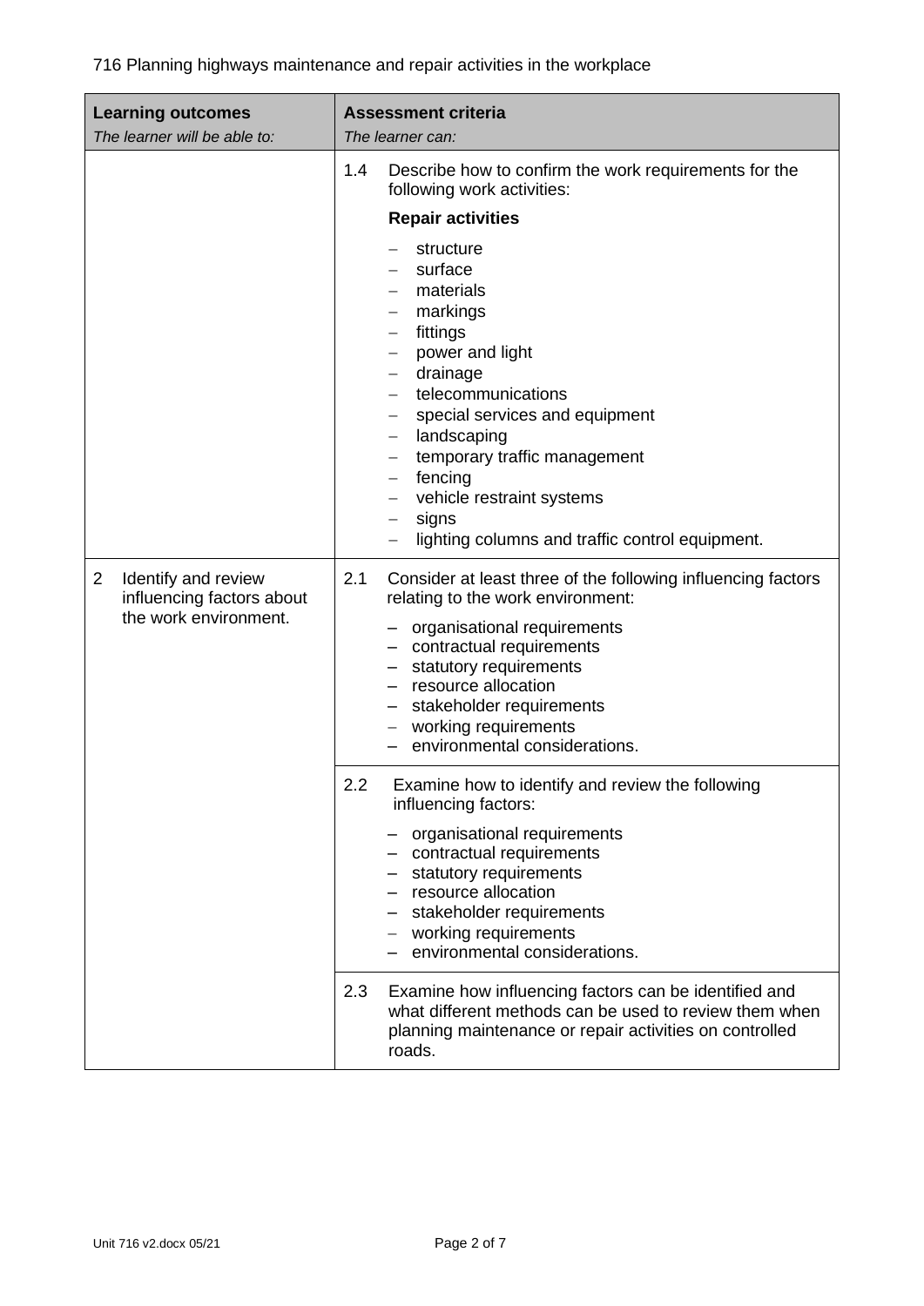| **Learning outcomes**<br>*The learner will be able to:* | **Assessment criteria**<br>*The learner can:* |
|---|---|
| | 1.4 Describe how to confirm the work requirements for the following work activities:<br>**Repair activities**<br>– structure<br>– surface<br>– materials<br>– markings<br>– fittings<br>– power and light<br>– drainage<br>– telecommunications<br>– special services and equipment<br>– landscaping<br>– temporary traffic management<br>– fencing<br>– vehicle restraint systems<br>– signs<br>– lighting columns and traffic control equipment. |
| 2 Identify and review influencing factors about the work environment. | 2.1 Consider at least three of the following influencing factors relating to the work environment:<br>– organisational requirements<br>– contractual requirements<br>– statutory requirements<br>– resource allocation<br>– stakeholder requirements<br>– working requirements<br>– environmental considerations. |
| | 2.2 Examine how to identify and review the following influencing factors:<br>– organisational requirements<br>– contractual requirements<br>– statutory requirements<br>– resource allocation<br>– stakeholder requirements<br>– working requirements<br>– environmental considerations. |
| | 2.3 Examine how influencing factors can be identified and what different methods can be used to review them when planning maintenance or repair activities on controlled roads. |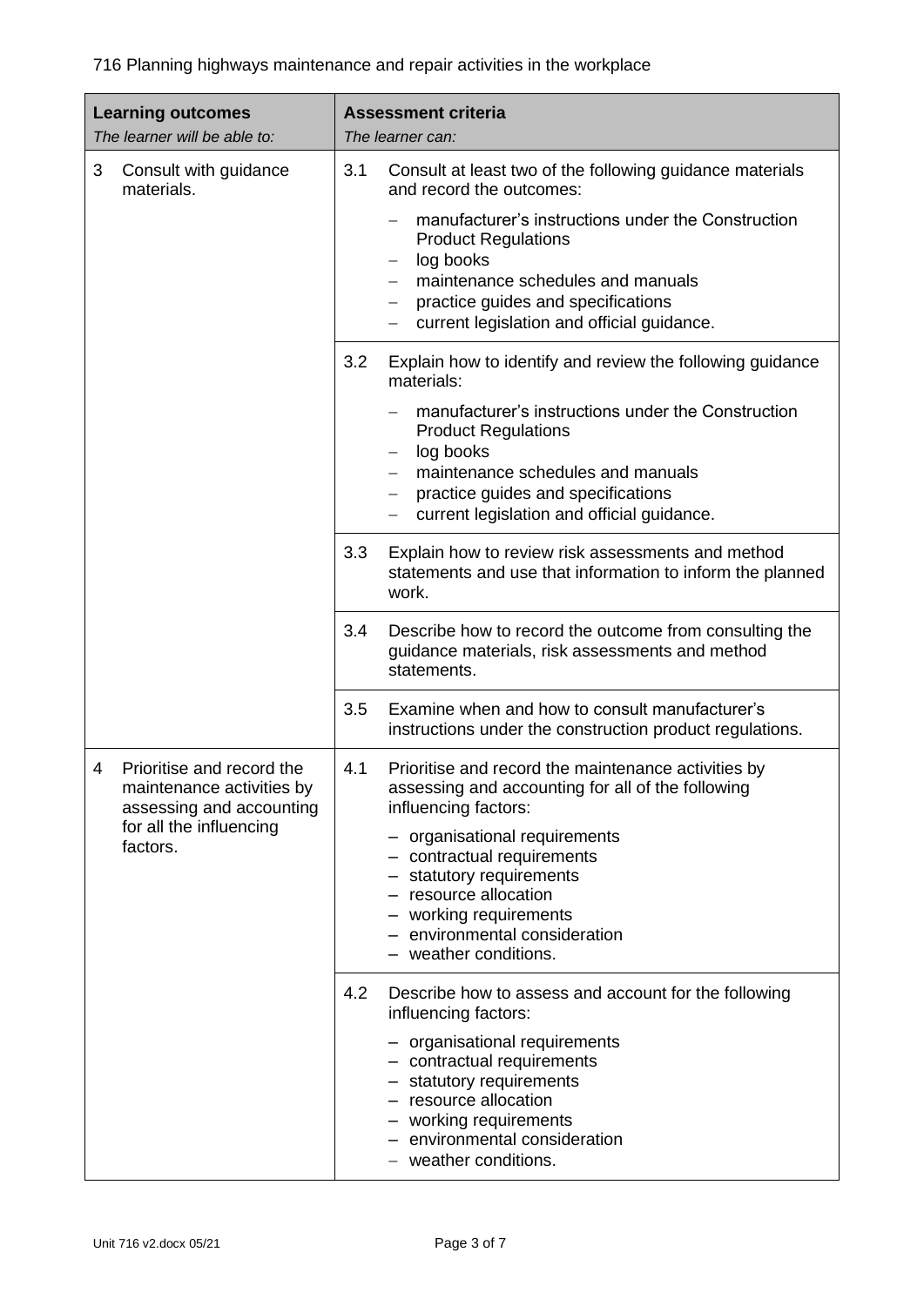716 Planning highways maintenance and repair activities in the workplace

| **Learning outcomes**<br>*The learner will be able to:* | **Assessment criteria**<br>*The learner can:* |
|---|---|
| 3 Consult with guidance materials. | 3.1 Consult at least two of the following guidance materials and record the outcomes:<br>– manufacturer's instructions under the Construction Product Regulations<br>– log books<br>– maintenance schedules and manuals<br>– practice guides and specifications<br>– current legislation and official guidance. |
| | 3.2 Explain how to identify and review the following guidance materials:<br>– manufacturer's instructions under the Construction Product Regulations<br>– log books<br>– maintenance schedules and manuals<br>– practice guides and specifications<br>– current legislation and official guidance. |
| | 3.3 Explain how to review risk assessments and method statements and use that information to inform the planned work. |
| | 3.4 Describe how to record the outcome from consulting the guidance materials, risk assessments and method statements. |
| | 3.5 Examine when and how to consult manufacturer's instructions under the construction product regulations. |
| 4 Prioritise and record the maintenance activities by assessing and accounting for all the influencing factors. | 4.1 Prioritise and record the maintenance activities by assessing and accounting for all of the following influencing factors:<br>– organisational requirements<br>– contractual requirements<br>– statutory requirements<br>– resource allocation<br>– working requirements<br>– environmental consideration<br>– weather conditions. |
| | 4.2 Describe how to assess and account for the following influencing factors:<br>– organisational requirements<br>– contractual requirements<br>– statutory requirements<br>– resource allocation<br>– working requirements<br>– environmental consideration<br>– weather conditions. |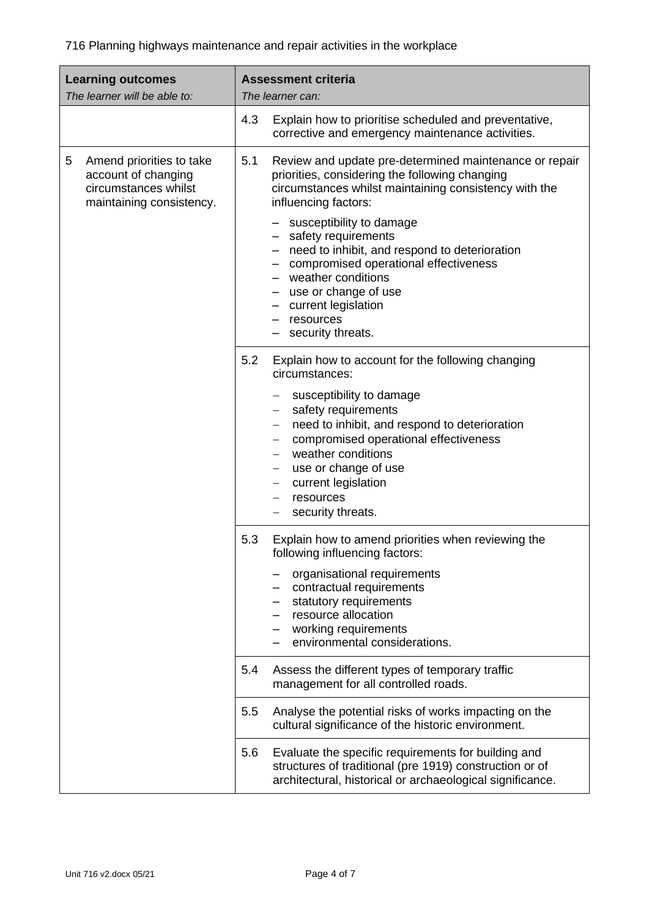716 Planning highways maintenance and repair activities in the workplace

| **Learning outcomes**<br>*The learner will be able to:* | **Assessment criteria**<br>*The learner can:* |
|---|---|
| | 4.3 Explain how to prioritise scheduled and preventative, corrective and emergency maintenance activities. |
| 5 Amend priorities to take account of changing circumstances whilst maintaining consistency. | 5.1 Review and update pre-determined maintenance or repair priorities, considering the following changing circumstances whilst maintaining consistency with the influencing factors:<br>– susceptibility to damage<br>– safety requirements<br>– need to inhibit, and respond to deterioration<br>– compromised operational effectiveness<br>– weather conditions<br>– use or change of use<br>– current legislation<br>– resources<br>– security threats. |
| | 5.2 Explain how to account for the following changing circumstances:<br>– susceptibility to damage<br>– safety requirements<br>– need to inhibit, and respond to deterioration<br>– compromised operational effectiveness<br>– weather conditions<br>– use or change of use<br>– current legislation<br>– resources<br>– security threats. |
| | 5.3 Explain how to amend priorities when reviewing the following influencing factors:<br>– organisational requirements<br>– contractual requirements<br>– statutory requirements<br>– resource allocation<br>– working requirements<br>– environmental considerations. |
| | 5.4 Assess the different types of temporary traffic management for all controlled roads. |
| | 5.5 Analyse the potential risks of works impacting on the cultural significance of the historic environment. |
| | 5.6 Evaluate the specific requirements for building and structures of traditional (pre 1919) construction or of architectural, historical or archaeological significance. |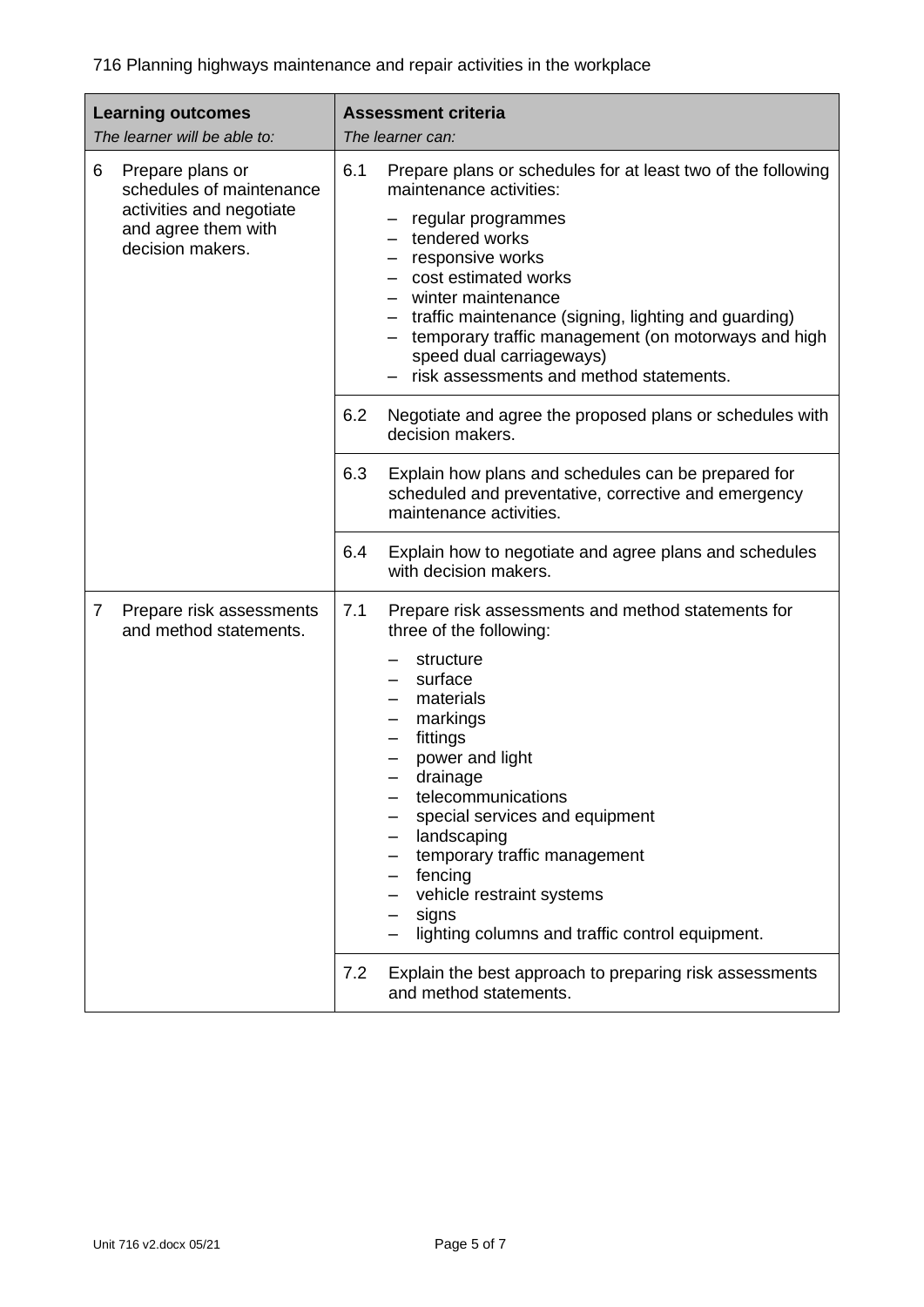716 Planning highways maintenance and repair activities in the workplace

| **Learning outcomes**<br>*The learner will be able to:* | **Assessment criteria**<br>*The learner can:* |
|---|---|
| 6 Prepare plans or schedules of maintenance activities and negotiate and agree them with decision makers. | 6.1 Prepare plans or schedules for at least two of the following maintenance activities:<br>– regular programmes<br>– tendered works<br>– responsive works<br>– cost estimated works<br>– winter maintenance<br>– traffic maintenance (signing, lighting and guarding)<br>– temporary traffic management (on motorways and high speed dual carriageways)<br>– risk assessments and method statements. |
| | 6.2 Negotiate and agree the proposed plans or schedules with decision makers. |
| | 6.3 Explain how plans and schedules can be prepared for scheduled and preventative, corrective and emergency maintenance activities. |
| | 6.4 Explain how to negotiate and agree plans and schedules with decision makers. |
| 7 Prepare risk assessments and method statements. | 7.1 Prepare risk assessments and method statements for three of the following:<br>– structure<br>– surface<br>– materials<br>– markings<br>– fittings<br>– power and light<br>– drainage<br>– telecommunications<br>– special services and equipment<br>– landscaping<br>– temporary traffic management<br>– fencing<br>– vehicle restraint systems<br>– signs<br>– lighting columns and traffic control equipment. |
| | 7.2 Explain the best approach to preparing risk assessments and method statements. |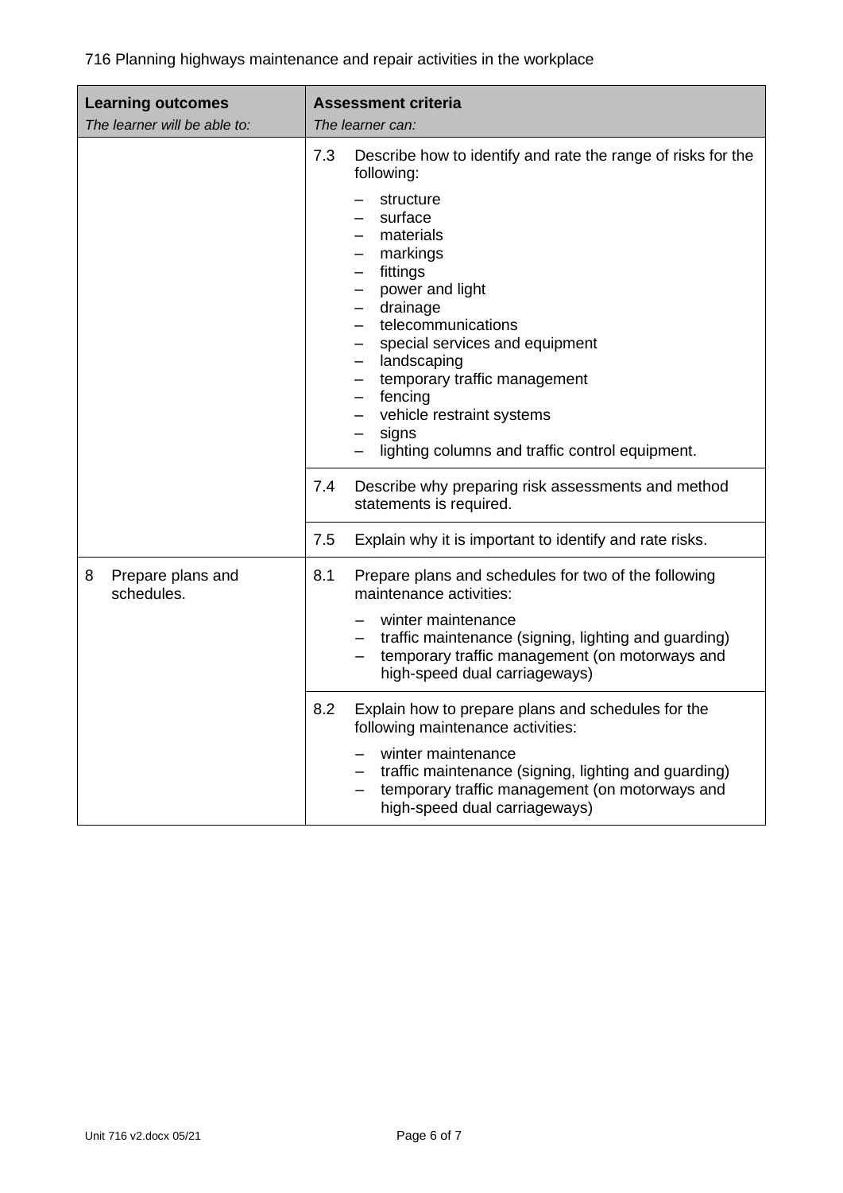| **Learning outcomes**<br>*The learner will be able to:* | **Assessment criteria**<br>*The learner can:* |
|---|---|
| | 7.3 Describe how to identify and rate the range of risks for the following:<br>– structure<br>– surface<br>– materials<br>– markings<br>– fittings<br>– power and light<br>– drainage<br>– telecommunications<br>– special services and equipment<br>– landscaping<br>– temporary traffic management<br>– fencing<br>– vehicle restraint systems<br>– signs<br>– lighting columns and traffic control equipment. |
| | 7.4 Describe why preparing risk assessments and method statements is required. |
| | 7.5 Explain why it is important to identify and rate risks. |
| 8 Prepare plans and schedules. | 8.1 Prepare plans and schedules for two of the following maintenance activities:<br>– winter maintenance<br>– traffic maintenance (signing, lighting and guarding)<br>– temporary traffic management (on motorways and high-speed dual carriageways) |
| | 8.2 Explain how to prepare plans and schedules for the following maintenance activities:<br>– winter maintenance<br>– traffic maintenance (signing, lighting and guarding)<br>– temporary traffic management (on motorways and high-speed dual carriageways) |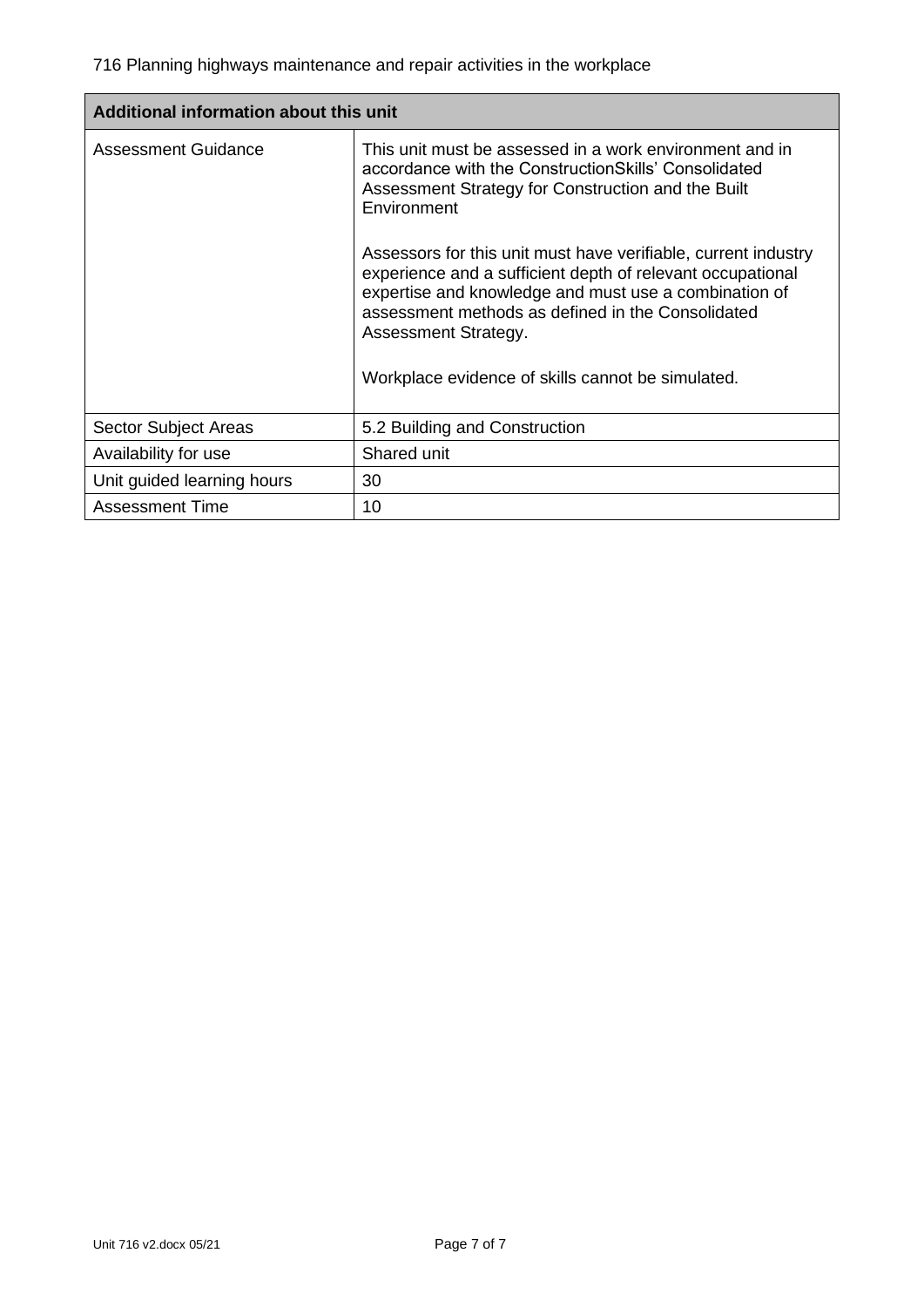| Additional information about this unit | |
|---|---|
| Assessment Guidance | This unit must be assessed in a work environment and in accordance with the ConstructionSkills' Consolidated Assessment Strategy for Construction and the Built Environment<br><br>Assessors for this unit must have verifiable, current industry experience and a sufficient depth of relevant occupational expertise and knowledge and must use a combination of assessment methods as defined in the Consolidated Assessment Strategy.<br><br>Workplace evidence of skills cannot be simulated. |
| Sector Subject Areas | 5.2 Building and Construction |
| Availability for use | Shared unit |
| Unit guided learning hours | 30 |
| Assessment Time | 10 |